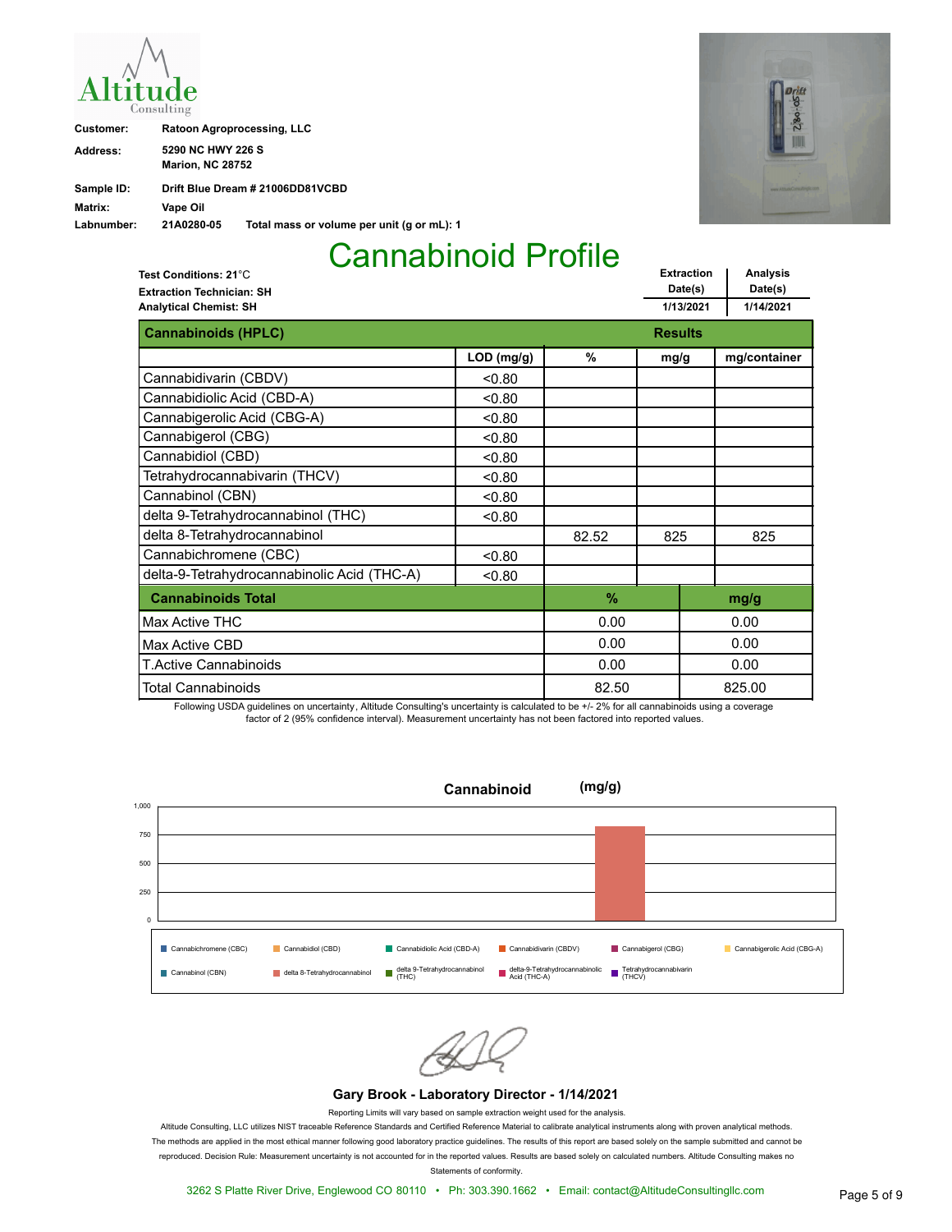Altitude Consulting

**Customer:** Ratoon Agroprocessing, LLC

**Address:** 5290 NC HWY 226 S
Marion, NC 28752

**Sample ID:** Drift Blue Dream # 21006DD81VCBD

**Matrix:** Vape Oil

**Labnumber:** 21A0280-05 **Total mass or volume per unit (g or mL): 1**

# Cannabinoid Profile

**Test Conditions: 21**°C
**Extraction Technician: SH**
**Analytical Chemist: SH**

| Extraction Date(s) | Analysis Date(s) |
|---|---|
| 1/13/2021 | 1/14/2021 |

| Cannabinoids (HPLC) | LOD (mg/g) | % | mg/g | mg/container |
|---|---|---|---|---|
| Cannabidivarin (CBDV) | <0.80 | | | |
| Cannabidiolic Acid (CBD-A) | <0.80 | | | |
| Cannabigerolic Acid (CBG-A) | <0.80 | | | |
| Cannabigerol (CBG) | <0.80 | | | |
| Cannabidiol (CBD) | <0.80 | | | |
| Tetrahydrocannabivarin (THCV) | <0.80 | | | |
| Cannabinol (CBN) | <0.80 | | | |
| delta 9-Tetrahydrocannabinol (THC) | <0.80 | | | |
| delta 8-Tetrahydrocannabinol | | 82.52 | 825 | 825 |
| Cannabichromene (CBC) | <0.80 | | | |
| delta-9-Tetrahydrocannabinolic Acid (THC-A) | <0.80 | | | |

| Cannabinoids Total | % | mg/g |
|---|---|---|
| Max Active THC | 0.00 | 0.00 |
| Max Active CBD | 0.00 | 0.00 |
| T.Active Cannabinoids | 0.00 | 0.00 |
| Total Cannabinoids | 82.50 | 825.00 |

Following USDA guidelines on uncertainty, Altitude Consulting's uncertainty is calculated to be +/- 2% for all cannabinoids using a coverage factor of 2 (95% confidence interval). Measurement uncertainty has not been factored into reported values.

**Cannabinoid (mg/g)**

Legend: Cannabichromene (CBC), Cannabidiol (CBD), Cannabidiolic Acid (CBD-A), Cannabidivarin (CBDV), Cannabigerol (CBG), Cannabigerolic Acid (CBG-A), Cannabinol (CBN), delta 8-Tetrahydrocannabinol, delta 9-Tetrahydrocannabinol (THC), delta-9-Tetrahydrocannabinolic Acid (THC-A), Tetrahydrocannabivarin (THCV)

**Gary Brook - Laboratory Director - 1/14/2021**

Reporting Limits will vary based on sample extraction weight used for the analysis.

Altitude Consulting, LLC utilizes NIST traceable Reference Standards and Certified Reference Material to calibrate analytical instruments along with proven analytical methods. The methods are applied in the most ethical manner following good laboratory practice guidelines. The results of this report are based solely on the sample submitted and cannot be reproduced. Decision Rule: Measurement uncertainty is not accounted for in the reported values. Results are based solely on calculated numbers. Altitude Consulting makes no Statements of conformity.

3262 S Platte River Drive, Englewood CO 80110 • Ph: 303.390.1662 • Email: contact@AltitudeConsultingllc.com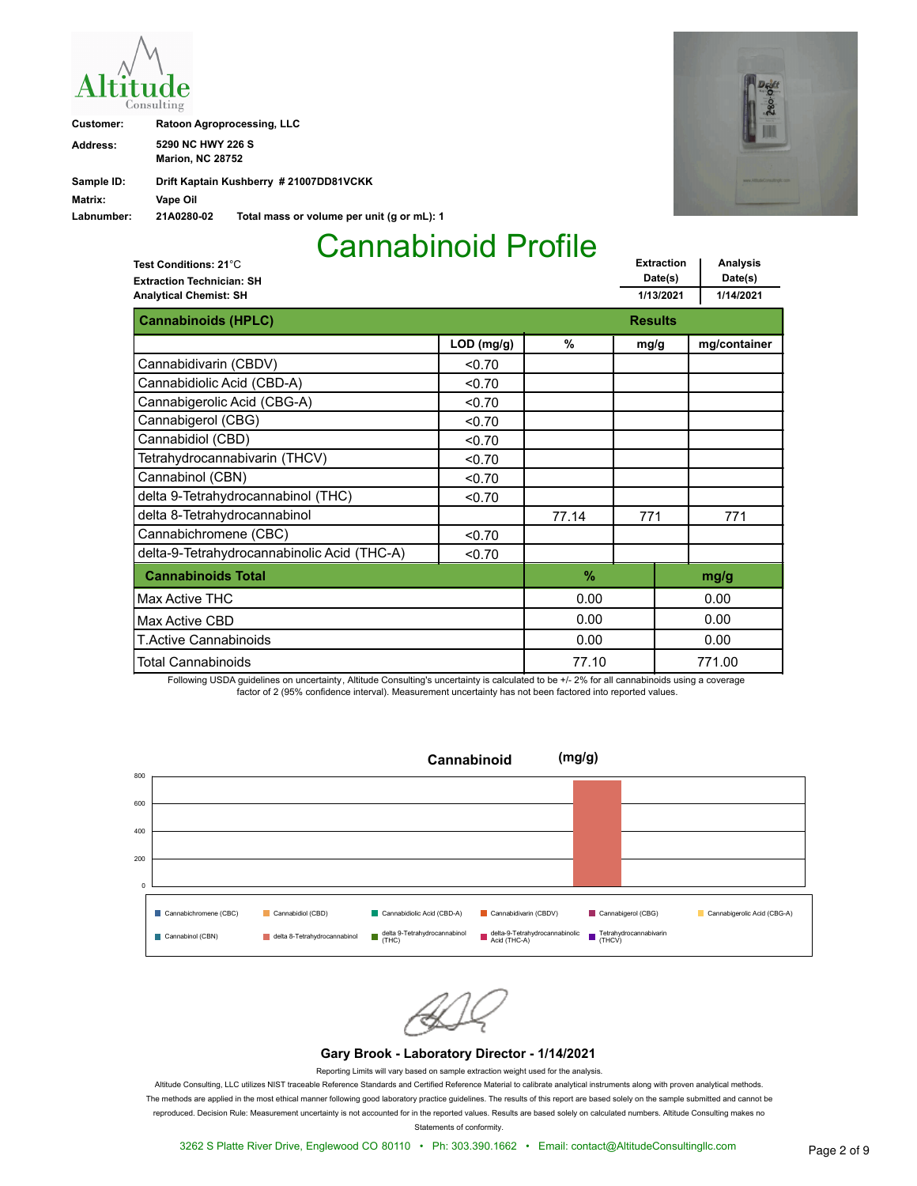**Altitude Consulting**

**Customer:** Ratoon Agroprocessing, LLC
**Address:** 5290 NC HWY 226 S
Marion, NC 28752
**Sample ID:** Drift Kaptain Kushberry # 21007DD81VCKK
**Matrix:** Vape Oil
**Labnumber:** 21A0280-02 **Total mass or volume per unit (g or mL): 1**

# Cannabinoid Profile

**Test Conditions: 21**°C
**Extraction Technician: SH**
**Analytical Chemist: SH**

| Extraction Date(s) | Analysis Date(s) |
|---|---|
| 1/13/2021 | 1/14/2021 |

| Cannabinoids (HPLC) | | Results | | |
|---|---|---|---|---|
| | LOD (mg/g) | % | mg/g | mg/container |
| Cannabidivarin (CBDV) | <0.70 | | | |
| Cannabidiolic Acid (CBD-A) | <0.70 | | | |
| Cannabigerolic Acid (CBG-A) | <0.70 | | | |
| Cannabigerol (CBG) | <0.70 | | | |
| Cannabidiol (CBD) | <0.70 | | | |
| Tetrahydrocannabivarin (THCV) | <0.70 | | | |
| Cannabinol (CBN) | <0.70 | | | |
| delta 9-Tetrahydrocannabinol (THC) | <0.70 | | | |
| delta 8-Tetrahydrocannabinol | | 77.14 | 771 | 771 |
| Cannabichromene (CBC) | <0.70 | | | |
| delta-9-Tetrahydrocannabinolic Acid (THC-A) | <0.70 | | | |

| Cannabinoids Total | % | mg/g |
|---|---|---|
| Max Active THC | 0.00 | 0.00 |
| Max Active CBD | 0.00 | 0.00 |
| T.Active Cannabinoids | 0.00 | 0.00 |
| Total Cannabinoids | 77.10 | 771.00 |

Following USDA guidelines on uncertainty, Altitude Consulting's uncertainty is calculated to be +/- 2% for all cannabinoids using a coverage factor of 2 (95% confidence interval). Measurement uncertainty has not been factored into reported values.

**Cannabinoid (mg/g)**

Legend: Cannabichromene (CBC), Cannabidiol (CBD), Cannabidiolic Acid (CBD-A), Cannabidivarin (CBDV), Cannabigerol (CBG), Cannabigerolic Acid (CBG-A), Cannabinol (CBN), delta 8-Tetrahydrocannabinol, delta 9-Tetrahydrocannabinol (THC), delta-9-Tetrahydrocannabinolic Acid (THC-A), Tetrahydrocannabivarin (THCV)

**Gary Brook - Laboratory Director - 1/14/2021**

Reporting Limits will vary based on sample extraction weight used for the analysis.

Altitude Consulting, LLC utilizes NIST traceable Reference Standards and Certified Reference Material to calibrate analytical instruments along with proven analytical methods. The methods are applied in the most ethical manner following good laboratory practice guidelines. The results of this report are based solely on the sample submitted and cannot be reproduced. Decision Rule: Measurement uncertainty is not accounted for in the reported values. Results are based solely on calculated numbers. Altitude Consulting makes no Statements of conformity.

3262 S Platte River Drive, Englewood CO 80110 • Ph: 303.390.1662 • Email: contact@AltitudeConsultingllc.com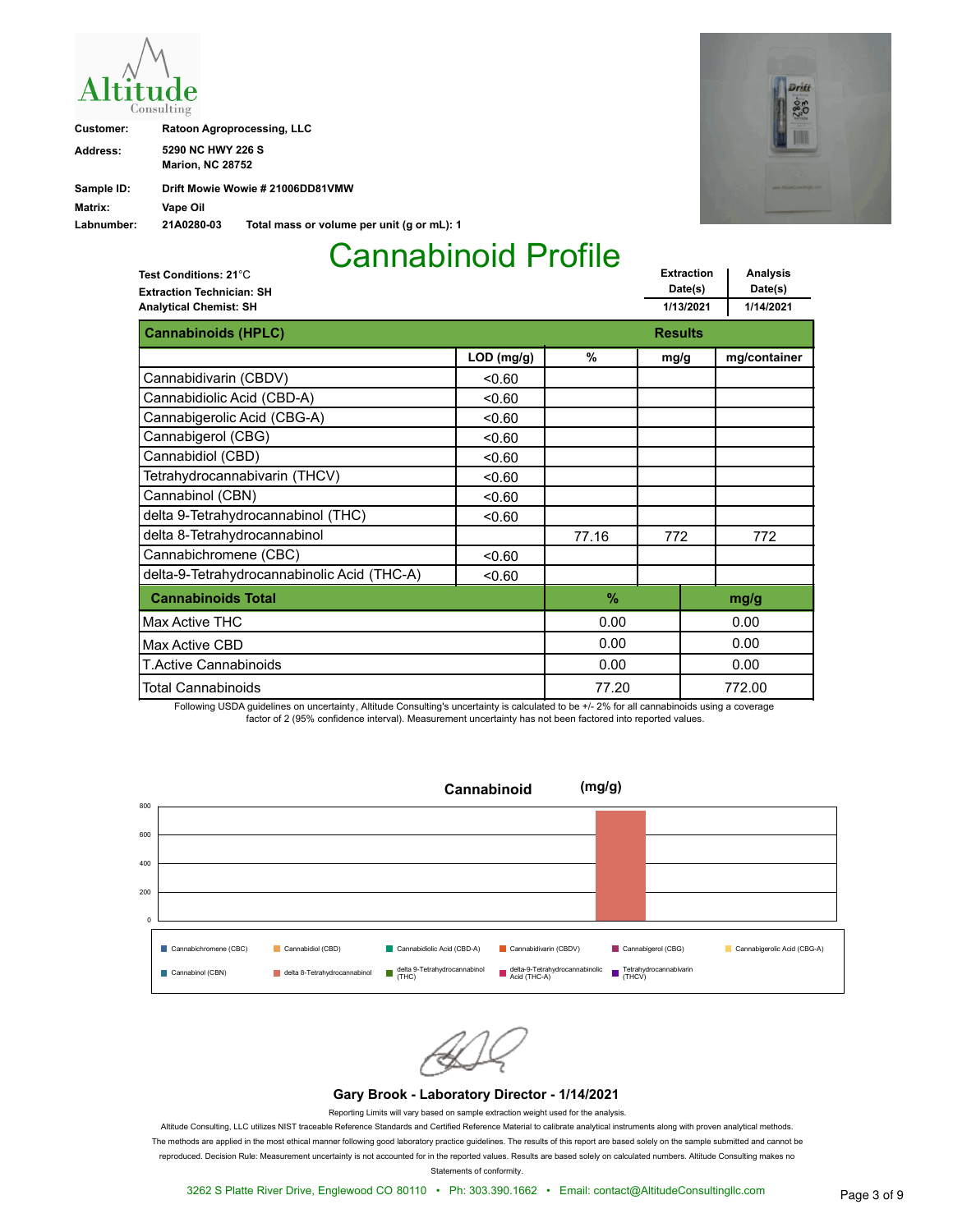**Customer:** Ratoon Agroprocessing, LLC

**Address:** 5290 NC HWY 226 S
Marion, NC 28752

**Sample ID:** Drift Mowie Wowie # 21006DD81VMW

**Matrix:** Vape Oil

**Labnumber:** 21A0280-03 Total mass or volume per unit (g or mL): 1

# Cannabinoid Profile

**Test Conditions: 21**°C
**Extraction Technician: SH**
**Analytical Chemist: SH**

| Extraction Date(s) | Analysis Date(s) |
|---|---|
| 1/13/2021 | 1/14/2021 |

| Cannabinoids (HPLC) | | Results | | |
|---|---|---|---|---|
| | LOD (mg/g) | % | mg/g | mg/container |
| Cannabidivarin (CBDV) | <0.60 | | | |
| Cannabidiolic Acid (CBD-A) | <0.60 | | | |
| Cannabigerolic Acid (CBG-A) | <0.60 | | | |
| Cannabigerol (CBG) | <0.60 | | | |
| Cannabidiol (CBD) | <0.60 | | | |
| Tetrahydrocannabivarin (THCV) | <0.60 | | | |
| Cannabinol (CBN) | <0.60 | | | |
| delta 9-Tetrahydrocannabinol (THC) | <0.60 | | | |
| delta 8-Tetrahydrocannabinol | | 77.16 | 772 | 772 |
| Cannabichromene (CBC) | <0.60 | | | |
| delta-9-Tetrahydrocannabinolic Acid (THC-A) | <0.60 | | | |

| Cannabinoids Total | % | mg/g |
|---|---|---|
| Max Active THC | 0.00 | 0.00 |
| Max Active CBD | 0.00 | 0.00 |
| T.Active Cannabinoids | 0.00 | 0.00 |
| Total Cannabinoids | 77.20 | 772.00 |

Following USDA guidelines on uncertainty, Altitude Consulting's uncertainty is calculated to be +/- 2% for all cannabinoids using a coverage factor of 2 (95% confidence interval). Measurement uncertainty has not been factored into reported values.

**Cannabinoid (mg/g)**

Legend: Cannabichromene (CBC), Cannabidiol (CBD), Cannabidiolic Acid (CBD-A), Cannabidivarin (CBDV), Cannabigerol (CBG), Cannabigerolic Acid (CBG-A), Cannabinol (CBN), delta 8-Tetrahydrocannabinol, delta 9-Tetrahydrocannabinol (THC), delta-9-Tetrahydrocannabinolic Acid (THC-A), Tetrahydrocannabivarin (THCV)

**Gary Brook - Laboratory Director - 1/14/2021**

Reporting Limits will vary based on sample extraction weight used for the analysis.

Altitude Consulting, LLC utilizes NIST traceable Reference Standards and Certified Reference Material to calibrate analytical instruments along with proven analytical methods. The methods are applied in the most ethical manner following good laboratory practice guidelines. The results of this report are based solely on the sample submitted and cannot be reproduced. Decision Rule: Measurement uncertainty is not accounted for in the reported values. Results are based solely on calculated numbers. Altitude Consulting makes no Statements of conformity.

3262 S Platte River Drive, Englewood CO 80110 • Ph: 303.390.1662 • Email: contact@AltitudeConsultingllc.com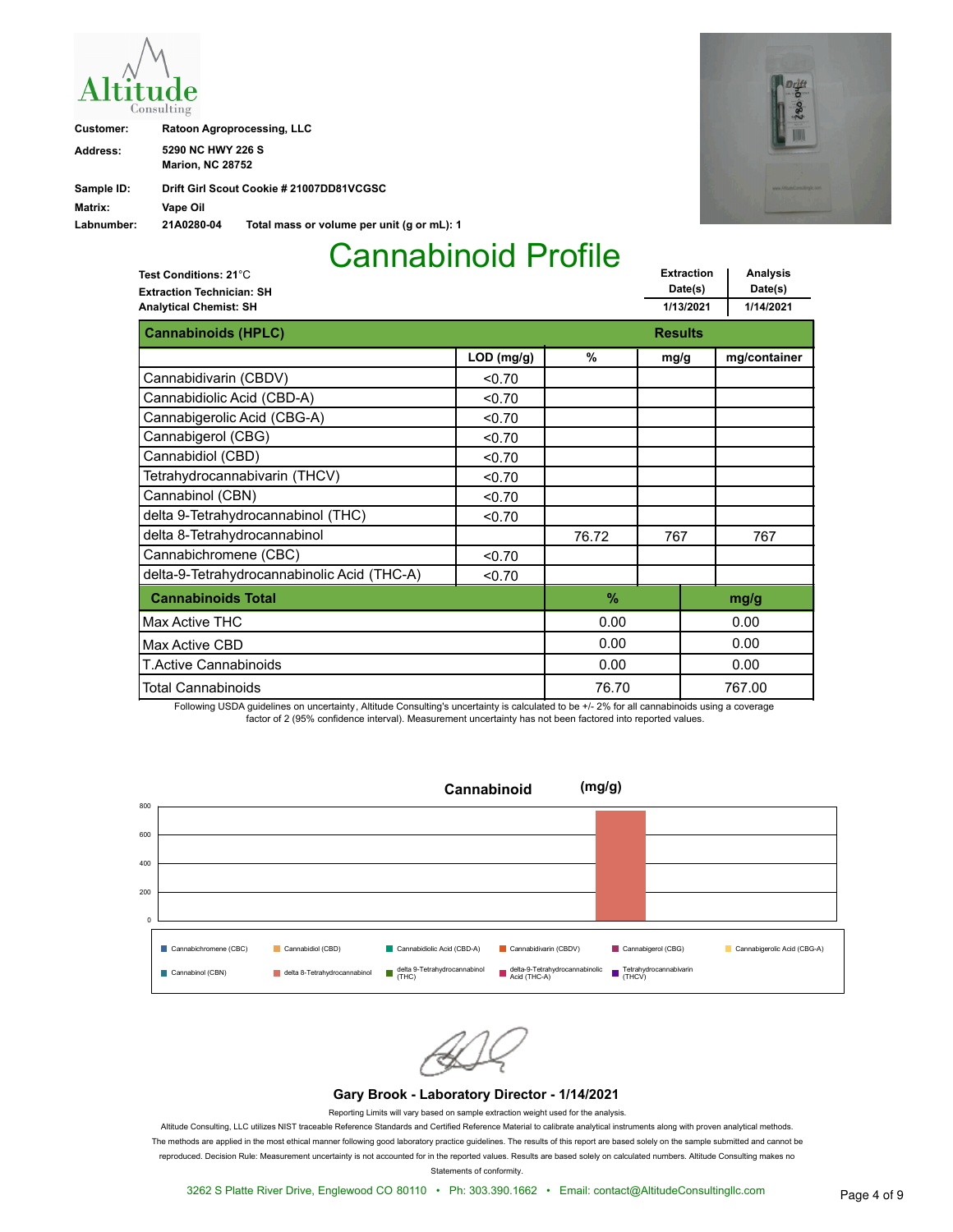Altitude Consulting

**Customer:** Ratoon Agroprocessing, LLC

**Address:** 5290 NC HWY 226 S
Marion, NC 28752

**Sample ID:** Drift Girl Scout Cookie # 21007DD81VCGSC

**Matrix:** Vape Oil

**Labnumber:** 21A0280-04 **Total mass or volume per unit (g or mL): 1**

# Cannabinoid Profile

**Test Conditions: 21**°C
**Extraction Technician: SH**
**Analytical Chemist: SH**

| Extraction Date(s) | Analysis Date(s) |
|---|---|
| 1/13/2021 | 1/14/2021 |

| Cannabinoids (HPLC) | LOD (mg/g) | % | mg/g | mg/container |
|---|---|---|---|---|
| Cannabidivarin (CBDV) | <0.70 | | | |
| Cannabidiolic Acid (CBD-A) | <0.70 | | | |
| Cannabigerolic Acid (CBG-A) | <0.70 | | | |
| Cannabigerol (CBG) | <0.70 | | | |
| Cannabidiol (CBD) | <0.70 | | | |
| Tetrahydrocannabivarin (THCV) | <0.70 | | | |
| Cannabinol (CBN) | <0.70 | | | |
| delta 9-Tetrahydrocannabinol (THC) | <0.70 | | | |
| delta 8-Tetrahydrocannabinol | | 76.72 | 767 | 767 |
| Cannabichromene (CBC) | <0.70 | | | |
| delta-9-Tetrahydrocannabinolic Acid (THC-A) | <0.70 | | | |

| Cannabinoids Total | % | mg/g |
|---|---|---|
| Max Active THC | 0.00 | 0.00 |
| Max Active CBD | 0.00 | 0.00 |
| T.Active Cannabinoids | 0.00 | 0.00 |
| Total Cannabinoids | 76.70 | 767.00 |

Following USDA guidelines on uncertainty, Altitude Consulting's uncertainty is calculated to be +/- 2% for all cannabinoids using a coverage factor of 2 (95% confidence interval). Measurement uncertainty has not been factored into reported values.

**Cannabinoid (mg/g)**

Legend: Cannabichromene (CBC), Cannabidiol (CBD), Cannabidiolic Acid (CBD-A), Cannabidivarin (CBDV), Cannabigerol (CBG), Cannabigerolic Acid (CBG-A), Cannabinol (CBN), delta 8-Tetrahydrocannabinol, delta 9-Tetrahydrocannabinol (THC), delta-9-Tetrahydrocannabinolic Acid (THC-A), Tetrahydrocannabivarin (THCV)

**Gary Brook - Laboratory Director - 1/14/2021**

Reporting Limits will vary based on sample extraction weight used for the analysis.

Altitude Consulting, LLC utilizes NIST traceable Reference Standards and Certified Reference Material to calibrate analytical instruments along with proven analytical methods. The methods are applied in the most ethical manner following good laboratory practice guidelines. The results of this report are based solely on the sample submitted and cannot be reproduced. Decision Rule: Measurement uncertainty is not accounted for in the reported values. Results are based solely on calculated numbers. Altitude Consulting makes no Statements of conformity.

3262 S Platte River Drive, Englewood CO 80110 • Ph: 303.390.1662 • Email: contact@AltitudeConsultingllc.com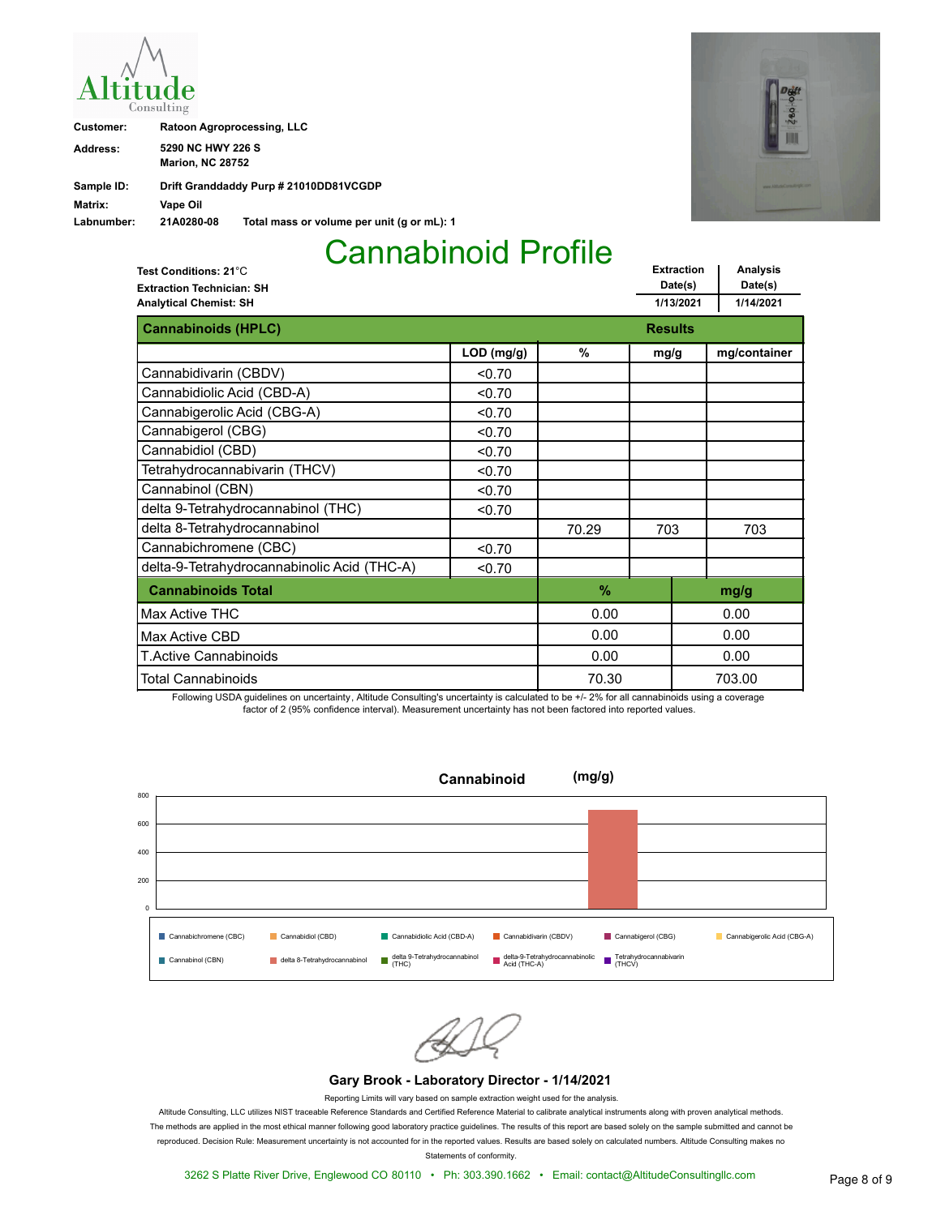Altitude Consulting

**Customer:** Ratoon Agroprocessing, LLC

**Address:** 5290 NC HWY 226 S
Marion, NC 28752

**Sample ID:** Drift Granddaddy Purp # 21010DD81VCGDP

**Matrix:** Vape Oil

**Labnumber:** 21A0280-08 Total mass or volume per unit (g or mL): 1

# Cannabinoid Profile

**Test Conditions:** 21°C
**Extraction Technician:** SH
**Analytical Chemist:** SH

| Extraction Date(s) | Analysis Date(s) |
|---|---|
| 1/13/2021 | 1/14/2021 |

| Cannabinoids (HPLC) | | Results | | |
|---|---|---|---|---|
| | LOD (mg/g) | % | mg/g | mg/container |
| Cannabidivarin (CBDV) | <0.70 | | | |
| Cannabidiolic Acid (CBD-A) | <0.70 | | | |
| Cannabigerolic Acid (CBG-A) | <0.70 | | | |
| Cannabigerol (CBG) | <0.70 | | | |
| Cannabidiol (CBD) | <0.70 | | | |
| Tetrahydrocannabivarin (THCV) | <0.70 | | | |
| Cannabinol (CBN) | <0.70 | | | |
| delta 9-Tetrahydrocannabinol (THC) | <0.70 | | | |
| delta 8-Tetrahydrocannabinol | | 70.29 | 703 | 703 |
| Cannabichromene (CBC) | <0.70 | | | |
| delta-9-Tetrahydrocannabinolic Acid (THC-A) | <0.70 | | | |

| Cannabinoids Total | % | mg/g |
|---|---|---|
| Max Active THC | 0.00 | 0.00 |
| Max Active CBD | 0.00 | 0.00 |
| T.Active Cannabinoids | 0.00 | 0.00 |
| Total Cannabinoids | 70.30 | 703.00 |

Following USDA guidelines on uncertainty, Altitude Consulting's uncertainty is calculated to be +/- 2% for all cannabinoids using a coverage factor of 2 (95% confidence interval). Measurement uncertainty has not been factored into reported values.

Cannabinoid (mg/g)

800
600
400
200
0

Cannabichromene (CBC)
Cannabidiol (CBD)
Cannabidiolic Acid (CBD-A)
Cannabidivarin (CBDV)
Cannabigerol (CBG)
Cannabigerolic Acid (CBG-A)
Cannabinol (CBN)
delta 8-Tetrahydrocannabinol
delta 9-Tetrahydrocannabinol (THC)
delta-9-Tetrahydrocannabinolic Acid (THC-A)
Tetrahydrocannabivarin (THCV)

**Gary Brook - Laboratory Director - 1/14/2021**

Reporting Limits will vary based on sample extraction weight used for the analysis.

Altitude Consulting, LLC utilizes NIST traceable Reference Standards and Certified Reference Material to calibrate analytical instruments along with proven analytical methods. The methods are applied in the most ethical manner following good laboratory practice guidelines. The results of this report are based solely on the sample submitted and cannot be reproduced. Decision Rule: Measurement uncertainty is not accounted for in the reported values. Results are based solely on calculated numbers. Altitude Consulting makes no Statements of conformity.

3262 S Platte River Drive, Englewood CO 80110 • Ph: 303.390.1662 • Email: contact@AltitudeConsultingllc.com